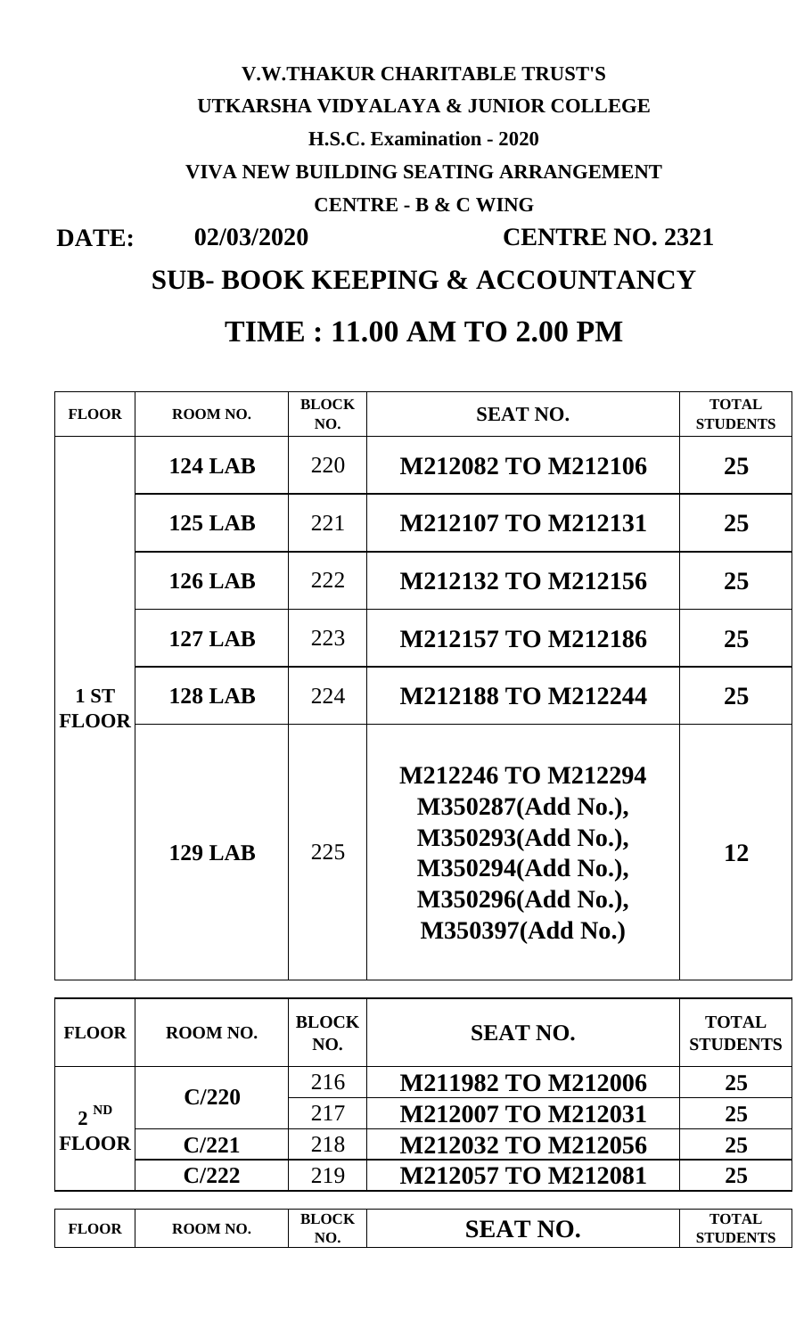**V.W.THAKUR CHARITABLE TRUST'S**

**UTKARSHA VIDYALAYA & JUNIOR COLLEGE**

**H.S.C. Examination - 2020**

**VIVA NEW BUILDING SEATING ARRANGEMENT**

**CENTRE - B & C WING**

**DATE: 02/03/2020 CENTRE NO. 2321**

## SUB- BOOK KEEPING & ACCOUNTANCY

## TIME : 11.00 AM TO 2.00 PM

| FLOOR | ROOM NO. | BLOCK NO. | SEAT NO. | TOTAL STUDENTS |
|---|---|---|---|---|
| 1 ST FLOOR | 124 LAB | 220 | M212082 TO M212106 | 25 |
| | 125 LAB | 221 | M212107 TO M212131 | 25 |
| | 126 LAB | 222 | M212132 TO M212156 | 25 |
| | 127 LAB | 223 | M212157 TO M212186 | 25 |
| | 128 LAB | 224 | M212188 TO M212244 | 25 |
| | 129 LAB | 225 | M212246 TO M212294 M350287(Add No.), M350293(Add No.), M350294(Add No.), M350296(Add No.), M350397(Add No.) | 12 |

| FLOOR | ROOM NO. | BLOCK NO. | SEAT NO. | TOTAL STUDENTS |
|---|---|---|---|---|
| 2 ND FLOOR | C/220 | 216 | M211982 TO M212006 | 25 |
| | | 217 | M212007 TO M212031 | 25 |
| | C/221 | 218 | M212032 TO M212056 | 25 |
| | C/222 | 219 | M212057 TO M212081 | 25 |

| FLOOR | ROOM NO. | BLOCK NO. | SEAT NO. | TOTAL STUDENTS |
|---|---|---|---|---|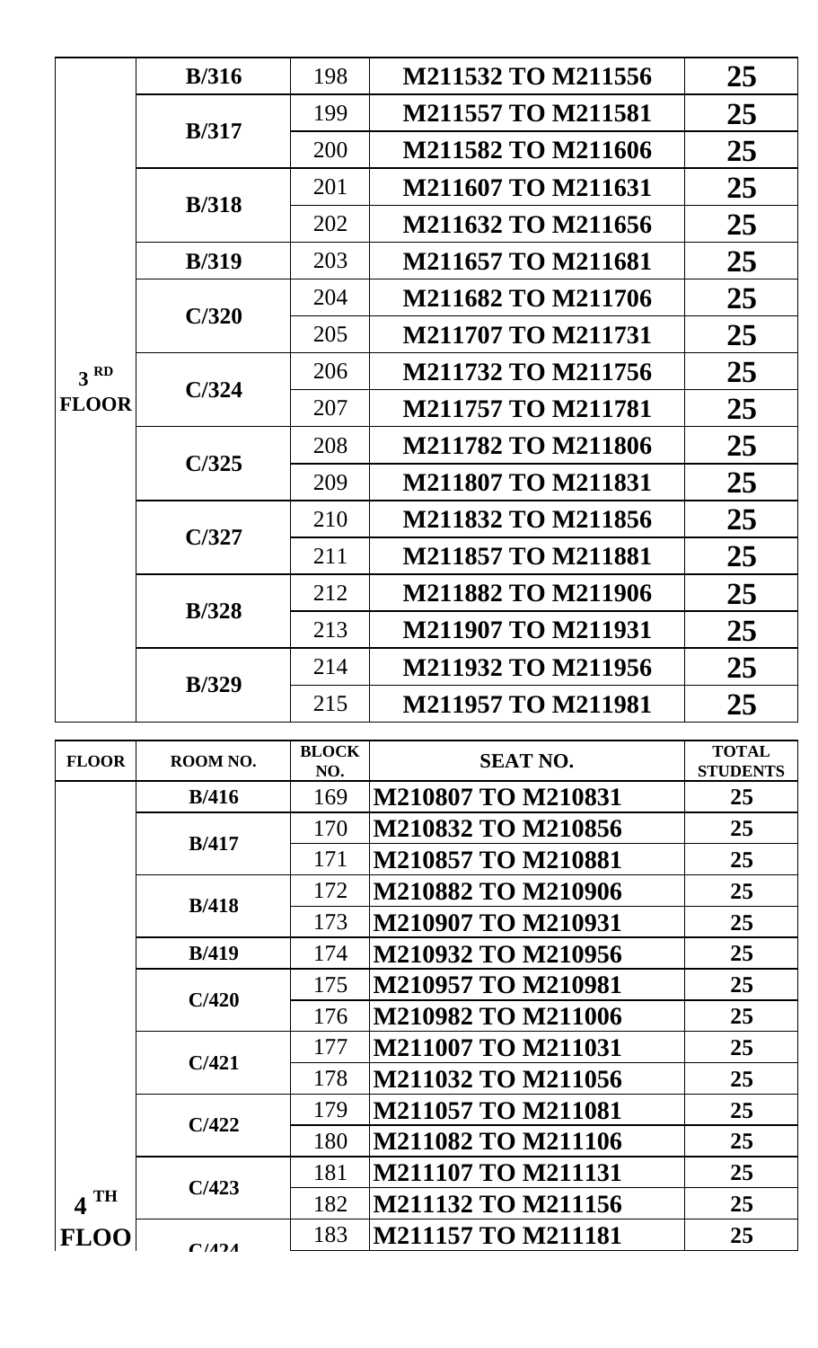| FLOOR | ROOM NO. | BLOCK NO. | SEAT NO. | TOTAL STUDENTS |
|---|---|---|---|---|
| 3 RD FLOOR | B/316 | 198 | M211532 TO M211556 | 25 |
| | B/317 | 199 | M211557 TO M211581 | 25 |
| | | 200 | M211582 TO M211606 | 25 |
| | B/318 | 201 | M211607 TO M211631 | 25 |
| | | 202 | M211632 TO M211656 | 25 |
| | B/319 | 203 | M211657 TO M211681 | 25 |
| | C/320 | 204 | M211682 TO M211706 | 25 |
| | | 205 | M211707 TO M211731 | 25 |
| | C/324 | 206 | M211732 TO M211756 | 25 |
| | | 207 | M211757 TO M211781 | 25 |
| | C/325 | 208 | M211782 TO M211806 | 25 |
| | | 209 | M211807 TO M211831 | 25 |
| | C/327 | 210 | M211832 TO M211856 | 25 |
| | | 211 | M211857 TO M211881 | 25 |
| | B/328 | 212 | M211882 TO M211906 | 25 |
| | | 213 | M211907 TO M211931 | 25 |
| | B/329 | 214 | M211932 TO M211956 | 25 |
| | | 215 | M211957 TO M211981 | 25 |

| FLOOR | ROOM NO. | BLOCK NO. | SEAT NO. | TOTAL STUDENTS |
|---|---|---|---|---|
| 4 TH FLOO | B/416 | 169 | M210807 TO M210831 | 25 |
| | B/417 | 170 | M210832 TO M210856 | 25 |
| | | 171 | M210857 TO M210881 | 25 |
| | B/418 | 172 | M210882 TO M210906 | 25 |
| | | 173 | M210907 TO M210931 | 25 |
| | B/419 | 174 | M210932 TO M210956 | 25 |
| | C/420 | 175 | M210957 TO M210981 | 25 |
| | | 176 | M210982 TO M211006 | 25 |
| | C/421 | 177 | M211007 TO M211031 | 25 |
| | | 178 | M211032 TO M211056 | 25 |
| | C/422 | 179 | M211057 TO M211081 | 25 |
| | | 180 | M211082 TO M211106 | 25 |
| | C/423 | 181 | M211107 TO M211131 | 25 |
| | | 182 | M211132 TO M211156 | 25 |
| | C/424 | 183 | M211157 TO M211181 | 25 |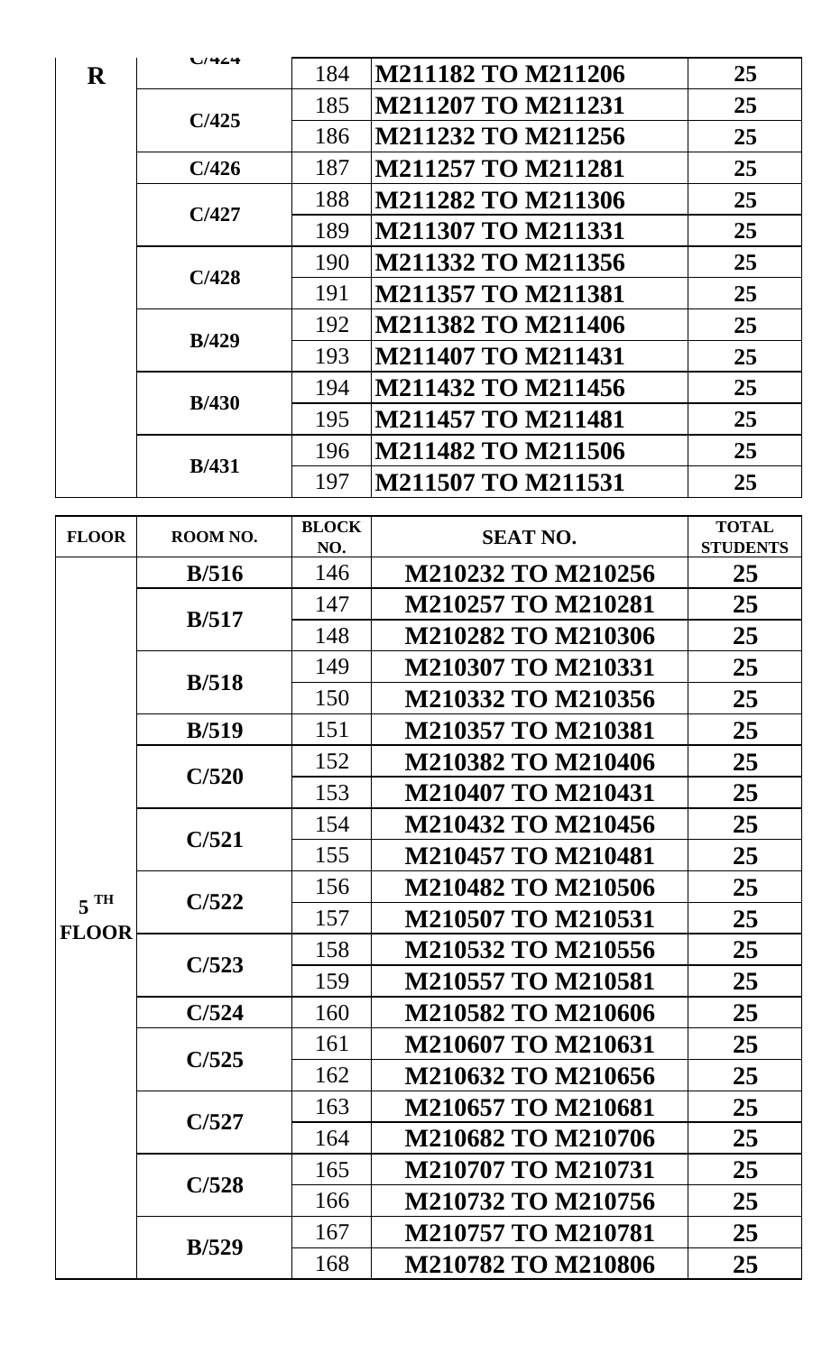| | | | | |
|---|---|---|---|---|
| R | C/424 | 184 | M211182 TO M211206 | 25 |
| | C/425 | 185 | M211207 TO M211231 | 25 |
| | | 186 | M211232 TO M211256 | 25 |
| | C/426 | 187 | M211257 TO M211281 | 25 |
| | C/427 | 188 | M211282 TO M211306 | 25 |
| | | 189 | M211307 TO M211331 | 25 |
| | C/428 | 190 | M211332 TO M211356 | 25 |
| | | 191 | M211357 TO M211381 | 25 |
| | B/429 | 192 | M211382 TO M211406 | 25 |
| | | 193 | M211407 TO M211431 | 25 |
| | B/430 | 194 | M211432 TO M211456 | 25 |
| | | 195 | M211457 TO M211481 | 25 |
| | B/431 | 196 | M211482 TO M211506 | 25 |
| | | 197 | M211507 TO M211531 | 25 |

| FLOOR | ROOM NO. | BLOCK NO. | SEAT NO. | TOTAL STUDENTS |
|---|---|---|---|---|
| 5 TH FLOOR | B/516 | 146 | M210232 TO M210256 | 25 |
| | B/517 | 147 | M210257 TO M210281 | 25 |
| | | 148 | M210282 TO M210306 | 25 |
| | B/518 | 149 | M210307 TO M210331 | 25 |
| | | 150 | M210332 TO M210356 | 25 |
| | B/519 | 151 | M210357 TO M210381 | 25 |
| | C/520 | 152 | M210382 TO M210406 | 25 |
| | | 153 | M210407 TO M210431 | 25 |
| | C/521 | 154 | M210432 TO M210456 | 25 |
| | | 155 | M210457 TO M210481 | 25 |
| | C/522 | 156 | M210482 TO M210506 | 25 |
| | | 157 | M210507 TO M210531 | 25 |
| | C/523 | 158 | M210532 TO M210556 | 25 |
| | | 159 | M210557 TO M210581 | 25 |
| | C/524 | 160 | M210582 TO M210606 | 25 |
| | C/525 | 161 | M210607 TO M210631 | 25 |
| | | 162 | M210632 TO M210656 | 25 |
| | C/527 | 163 | M210657 TO M210681 | 25 |
| | | 164 | M210682 TO M210706 | 25 |
| | C/528 | 165 | M210707 TO M210731 | 25 |
| | | 166 | M210732 TO M210756 | 25 |
| | B/529 | 167 | M210757 TO M210781 | 25 |
| | | 168 | M210782 TO M210806 | 25 |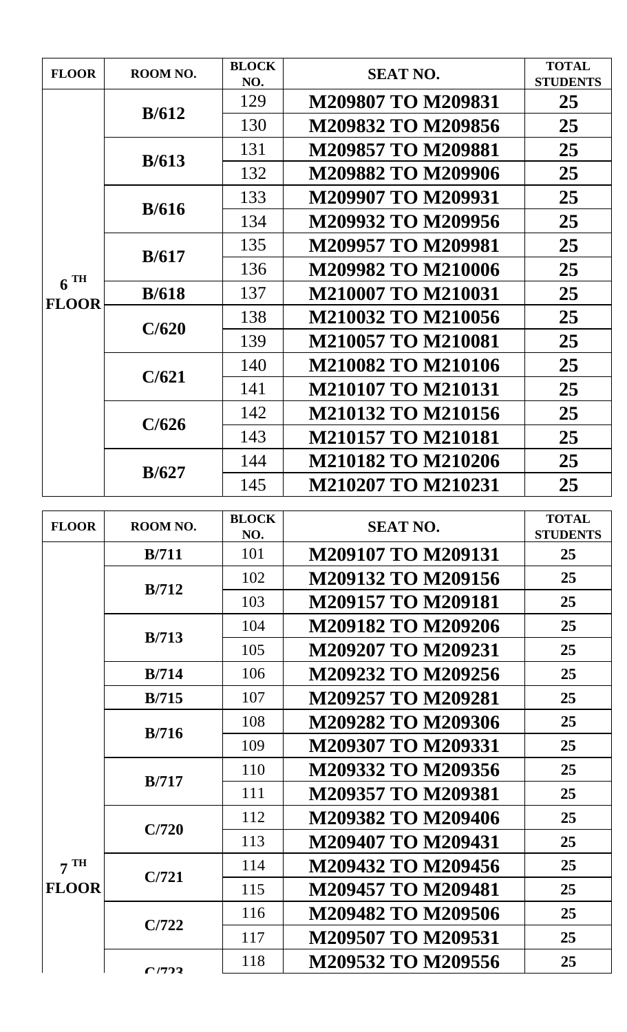| FLOOR | ROOM NO. | BLOCK NO. | SEAT NO. | TOTAL STUDENTS |
|---|---|---|---|---|
| 6 TH FLOOR | B/612 | 129 | M209807 TO M209831 | 25 |
| | | 130 | M209832 TO M209856 | 25 |
| | B/613 | 131 | M209857 TO M209881 | 25 |
| | | 132 | M209882 TO M209906 | 25 |
| | B/616 | 133 | M209907 TO M209931 | 25 |
| | | 134 | M209932 TO M209956 | 25 |
| | B/617 | 135 | M209957 TO M209981 | 25 |
| | | 136 | M209982 TO M210006 | 25 |
| | B/618 | 137 | M210007 TO M210031 | 25 |
| | C/620 | 138 | M210032 TO M210056 | 25 |
| | | 139 | M210057 TO M210081 | 25 |
| | C/621 | 140 | M210082 TO M210106 | 25 |
| | | 141 | M210107 TO M210131 | 25 |
| | C/626 | 142 | M210132 TO M210156 | 25 |
| | | 143 | M210157 TO M210181 | 25 |
| | B/627 | 144 | M210182 TO M210206 | 25 |
| | | 145 | M210207 TO M210231 | 25 |

| FLOOR | ROOM NO. | BLOCK NO. | SEAT NO. | TOTAL STUDENTS |
|---|---|---|---|---|
| 7 TH FLOOR | B/711 | 101 | M209107 TO M209131 | 25 |
| | B/712 | 102 | M209132 TO M209156 | 25 |
| | | 103 | M209157 TO M209181 | 25 |
| | B/713 | 104 | M209182 TO M209206 | 25 |
| | | 105 | M209207 TO M209231 | 25 |
| | B/714 | 106 | M209232 TO M209256 | 25 |
| | B/715 | 107 | M209257 TO M209281 | 25 |
| | B/716 | 108 | M209282 TO M209306 | 25 |
| | | 109 | M209307 TO M209331 | 25 |
| | B/717 | 110 | M209332 TO M209356 | 25 |
| | | 111 | M209357 TO M209381 | 25 |
| | C/720 | 112 | M209382 TO M209406 | 25 |
| | | 113 | M209407 TO M209431 | 25 |
| | C/721 | 114 | M209432 TO M209456 | 25 |
| | | 115 | M209457 TO M209481 | 25 |
| | C/722 | 116 | M209482 TO M209506 | 25 |
| | | 117 | M209507 TO M209531 | 25 |
| | C/723 | 118 | M209532 TO M209556 | 25 |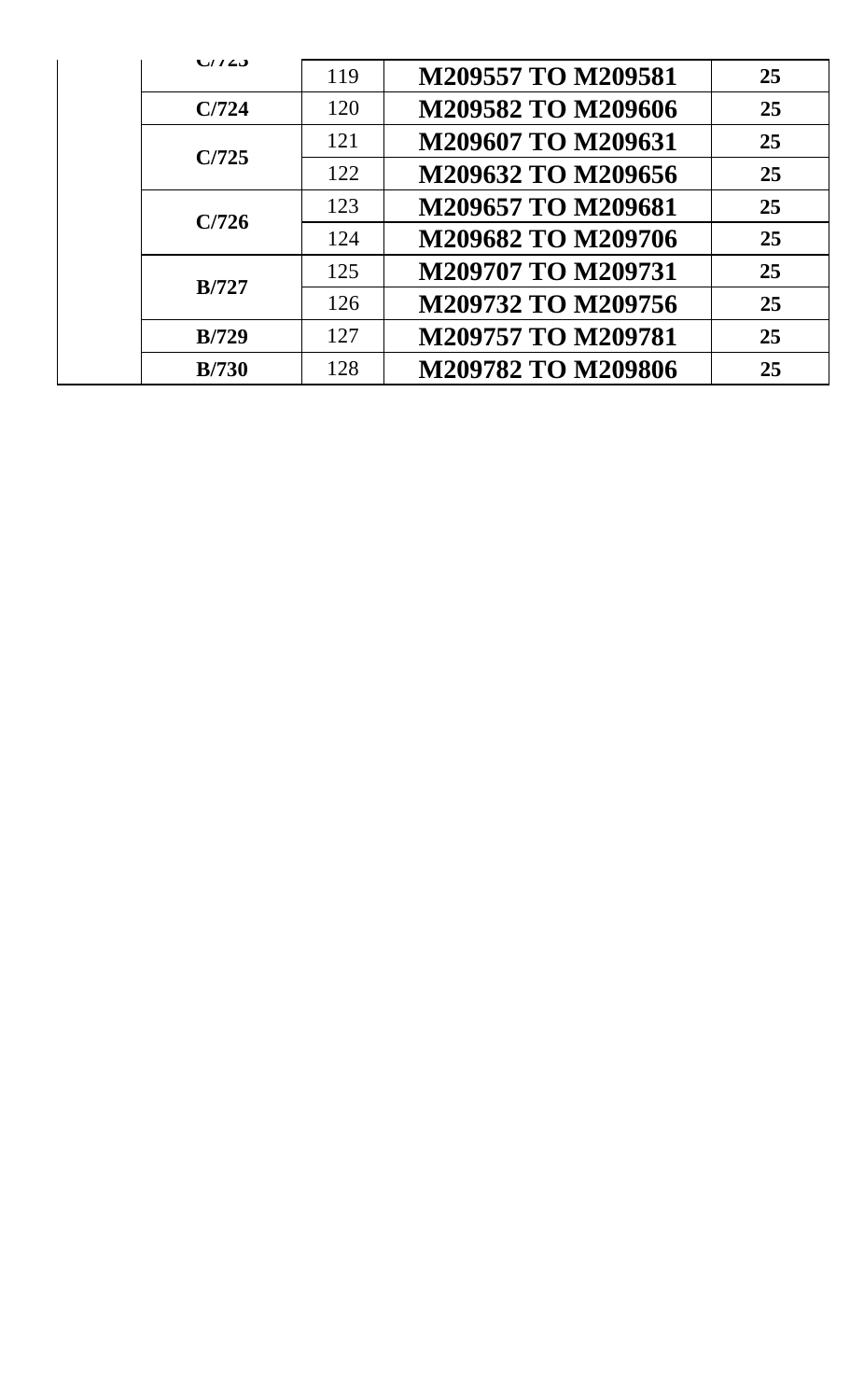| | | | | |
|---|---|---|---|---|
| | C/723 | 119 | **M209557 TO M209581** | **25** |
| | **C/724** | 120 | **M209582 TO M209606** | **25** |
| | **C/725** | 121 | **M209607 TO M209631** | **25** |
| | | 122 | **M209632 TO M209656** | **25** |
| | **C/726** | 123 | **M209657 TO M209681** | **25** |
| | | 124 | **M209682 TO M209706** | **25** |
| | **B/727** | 125 | **M209707 TO M209731** | **25** |
| | | 126 | **M209732 TO M209756** | **25** |
| | **B/729** | 127 | **M209757 TO M209781** | **25** |
| | **B/730** | 128 | **M209782 TO M209806** | **25** |